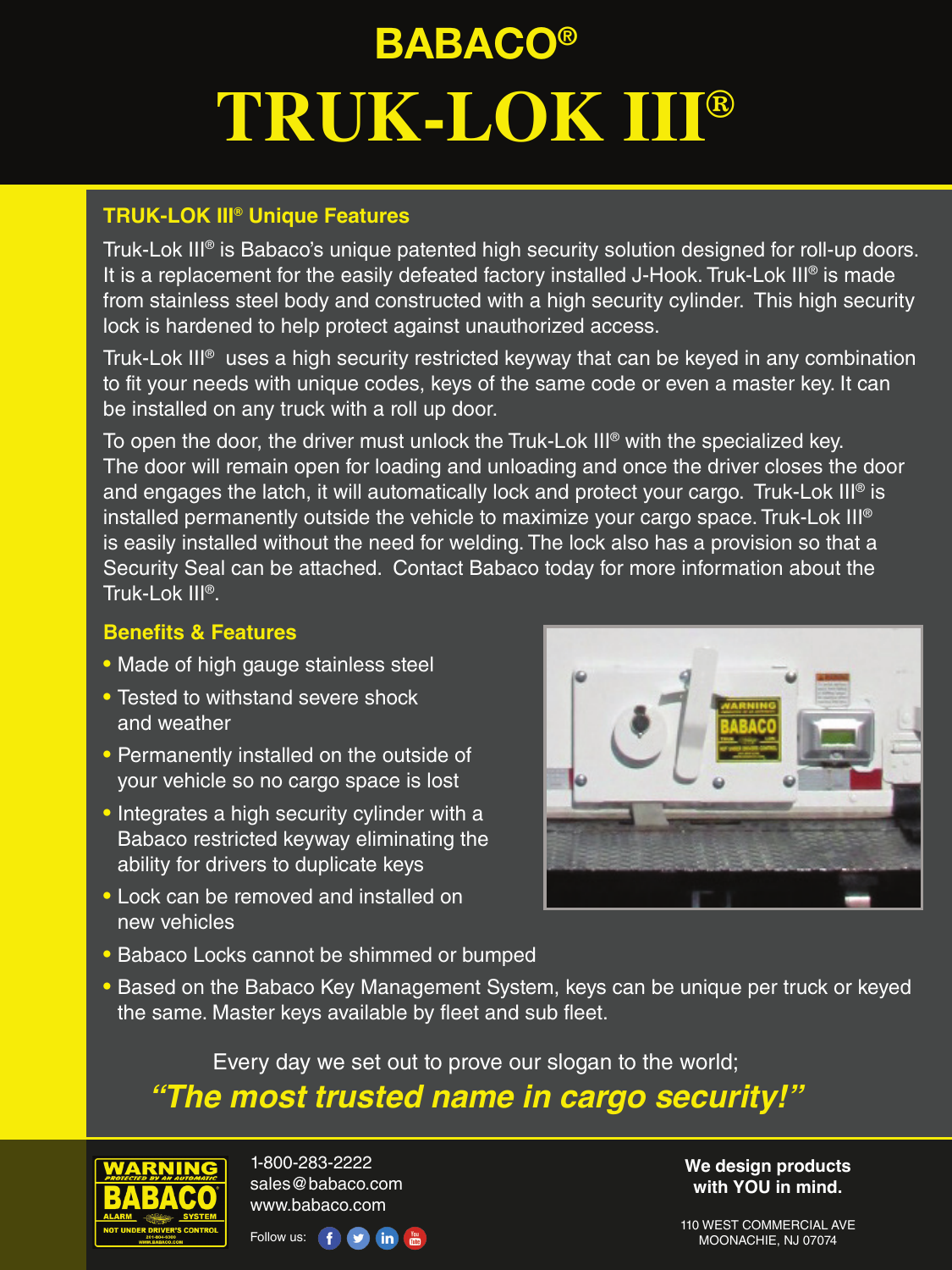# BABACO®

# TRUK-LOK III®

## TRUK-LOK III® Unique Features

Truk-Lok III® is Babaco's unique patented high security solution designed for roll-up doors. It is a replacement for the easily defeated factory installed J-Hook. Truk-Lok III® is made from stainless steel body and constructed with a high security cylinder. This high security lock is hardened to help protect against unauthorized access.

Truk-Lok III® uses a high security restricted keyway that can be keyed in any combination to fit your needs with unique codes, keys of the same code or even a master key. It can be installed on any truck with a roll up door.

To open the door, the driver must unlock the Truk-Lok III® with the specialized key. The door will remain open for loading and unloading and once the driver closes the door and engages the latch, it will automatically lock and protect your cargo. Truk-Lok III® is installed permanently outside the vehicle to maximize your cargo space. Truk-Lok III® is easily installed without the need for welding. The lock also has a provision so that a Security Seal can be attached. Contact Babaco today for more information about the Truk-Lok III®.

## Benefits & Features

- Made of high gauge stainless steel
- Tested to withstand severe shock and weather
- Permanently installed on the outside of your vehicle so no cargo space is lost
- Integrates a high security cylinder with a Babaco restricted keyway eliminating the ability for drivers to duplicate keys
- Lock can be removed and installed on new vehicles
- Babaco Locks cannot be shimmed or bumped
- Based on the Babaco Key Management System, keys can be unique per truck or keyed the same. Master keys available by fleet and sub fleet.

Every day we set out to prove our slogan to the world;

***"The most trusted name in cargo security!"***

1-800-283-2222
sales@babaco.com
www.babaco.com

Follow us:

**We design products with YOU in mind.**

110 WEST COMMERCIAL AVE
MOONACHIE, NJ 07074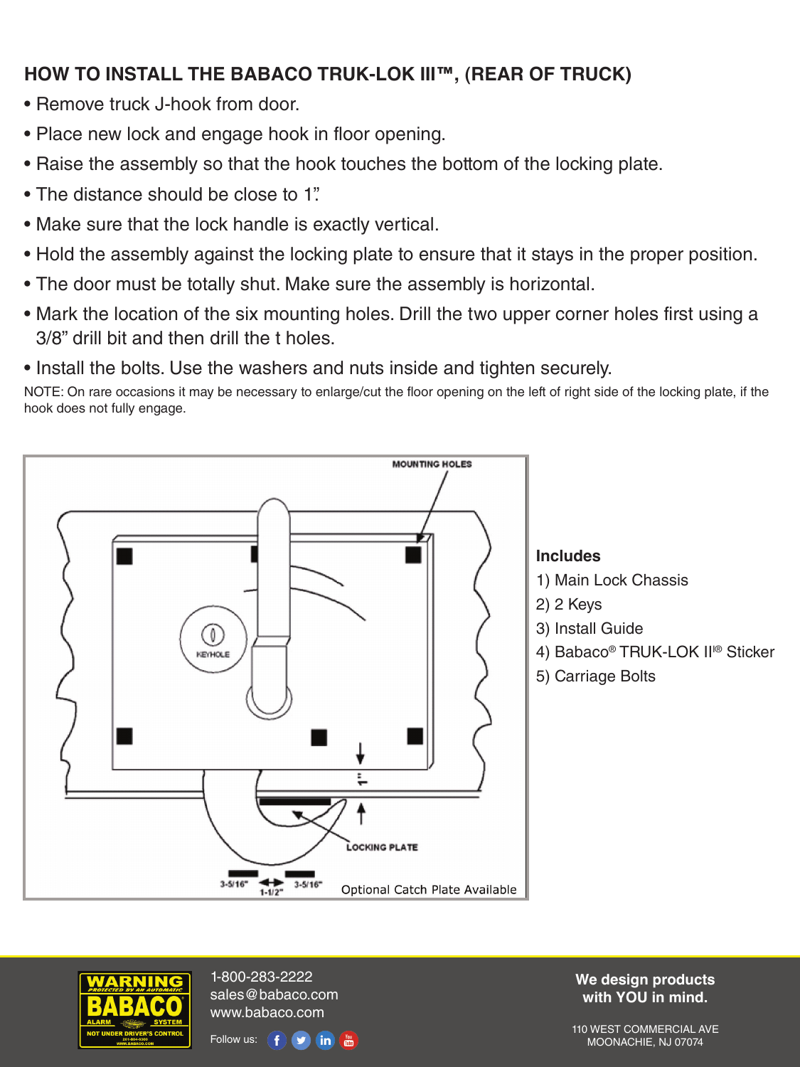## HOW TO INSTALL THE BABACO TRUK-LOK III™, (REAR OF TRUCK)

- Remove truck J-hook from door.
- Place new lock and engage hook in floor opening.
- Raise the assembly so that the hook touches the bottom of the locking plate.
- The distance should be close to 1".
- Make sure that the lock handle is exactly vertical.
- Hold the assembly against the locking plate to ensure that it stays in the proper position.
- The door must be totally shut. Make sure the assembly is horizontal.
- Mark the location of the six mounting holes. Drill the two upper corner holes first using a 3/8" drill bit and then drill the t holes.
- Install the bolts. Use the washers and nuts inside and tighten securely.

NOTE: On rare occasions it may be necessary to enlarge/cut the floor opening on the left of right side of the locking plate, if the hook does not fully engage.

MOUNTING HOLES

KEYHOLE

LOCKING PLATE

3-5/16" 1-1/2" 3-5/16"

Optional Catch Plate Available

**Includes**

1) Main Lock Chassis
2) 2 Keys
3) Install Guide
4) Babaco® TRUK-LOK II® Sticker
5) Carriage Bolts

1-800-283-2222
sales@babaco.com
www.babaco.com

Follow us:

**We design products with YOU in mind.**

110 WEST COMMERCIAL AVE
MOONACHIE, NJ 07074